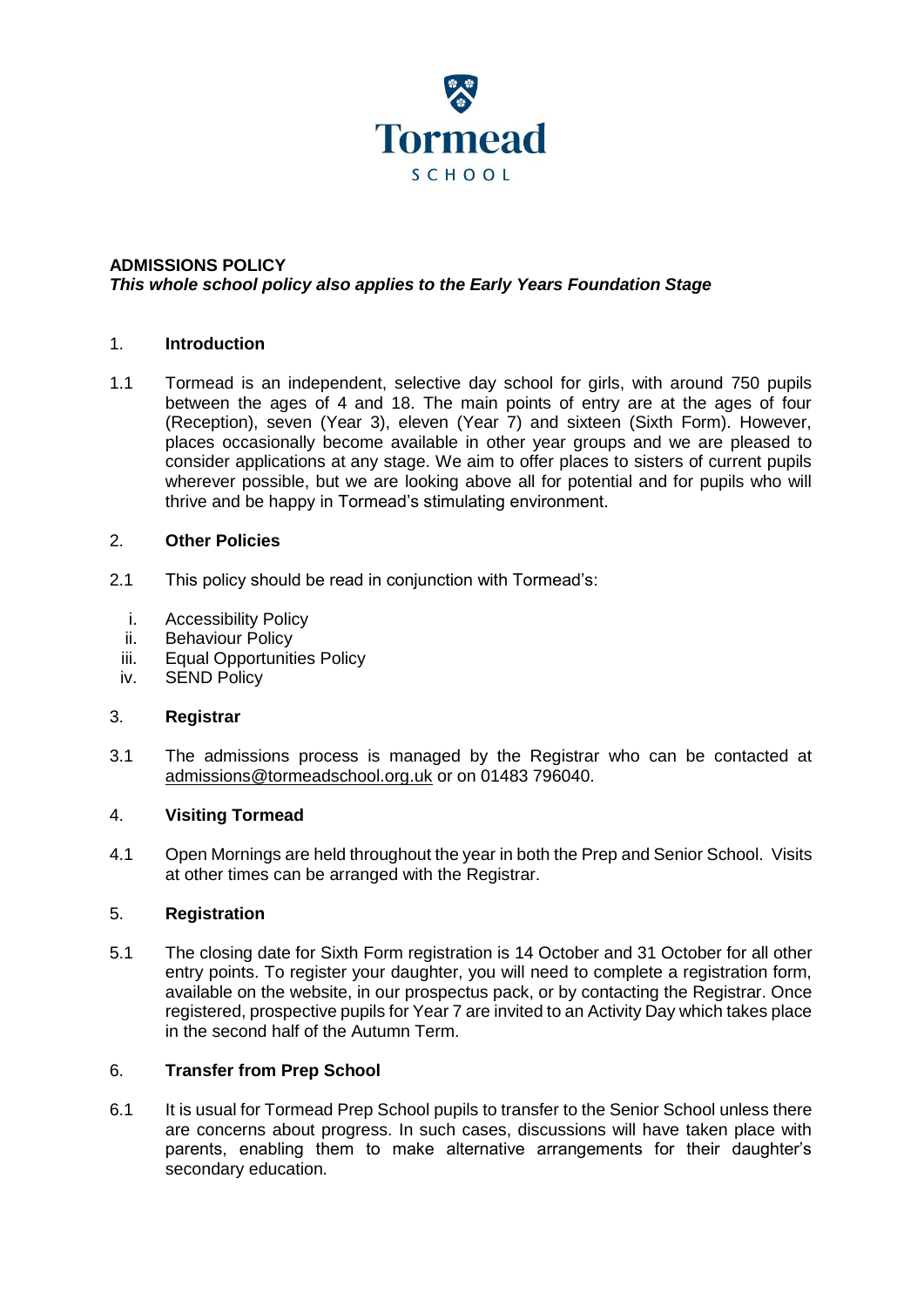Tormead

SCHOOL

# ADMISSIONS POLICY

***This whole school policy also applies to the Early Years Foundation Stage***

## 1. Introduction

1.1 Tormead is an independent, selective day school for girls, with around 750 pupils between the ages of 4 and 18. The main points of entry are at the ages of four (Reception), seven (Year 3), eleven (Year 7) and sixteen (Sixth Form). However, places occasionally become available in other year groups and we are pleased to consider applications at any stage. We aim to offer places to sisters of current pupils wherever possible, but we are looking above all for potential and for pupils who will thrive and be happy in Tormead's stimulating environment.

## 2. Other Policies

2.1 This policy should be read in conjunction with Tormead's:

i. Accessibility Policy
ii. Behaviour Policy
iii. Equal Opportunities Policy
iv. SEND Policy

## 3. Registrar

3.1 The admissions process is managed by the Registrar who can be contacted at admissions@tormeadschool.org.uk or on 01483 796040.

## 4. Visiting Tormead

4.1 Open Mornings are held throughout the year in both the Prep and Senior School. Visits at other times can be arranged with the Registrar.

## 5. Registration

5.1 The closing date for Sixth Form registration is 14 October and 31 October for all other entry points. To register your daughter, you will need to complete a registration form, available on the website, in our prospectus pack, or by contacting the Registrar. Once registered, prospective pupils for Year 7 are invited to an Activity Day which takes place in the second half of the Autumn Term.

## 6. Transfer from Prep School

6.1 It is usual for Tormead Prep School pupils to transfer to the Senior School unless there are concerns about progress. In such cases, discussions will have taken place with parents, enabling them to make alternative arrangements for their daughter's secondary education.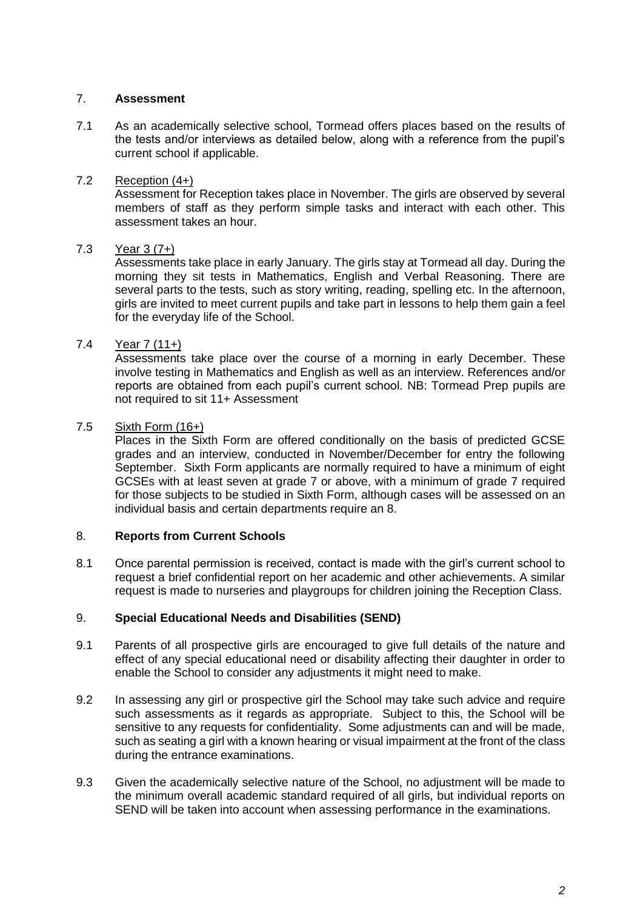## 7. **Assessment**

7.1 As an academically selective school, Tormead offers places based on the results of the tests and/or interviews as detailed below, along with a reference from the pupil's current school if applicable.

7.2 Reception (4+)

Assessment for Reception takes place in November. The girls are observed by several members of staff as they perform simple tasks and interact with each other. This assessment takes an hour.

7.3 Year 3 (7+)

Assessments take place in early January. The girls stay at Tormead all day. During the morning they sit tests in Mathematics, English and Verbal Reasoning. There are several parts to the tests, such as story writing, reading, spelling etc. In the afternoon, girls are invited to meet current pupils and take part in lessons to help them gain a feel for the everyday life of the School.

7.4 Year 7 (11+)

Assessments take place over the course of a morning in early December. These involve testing in Mathematics and English as well as an interview. References and/or reports are obtained from each pupil's current school. NB: Tormead Prep pupils are not required to sit 11+ Assessment

7.5 Sixth Form (16+)

Places in the Sixth Form are offered conditionally on the basis of predicted GCSE grades and an interview, conducted in November/December for entry the following September. Sixth Form applicants are normally required to have a minimum of eight GCSEs with at least seven at grade 7 or above, with a minimum of grade 7 required for those subjects to be studied in Sixth Form, although cases will be assessed on an individual basis and certain departments require an 8.

## 8. **Reports from Current Schools**

8.1 Once parental permission is received, contact is made with the girl's current school to request a brief confidential report on her academic and other achievements. A similar request is made to nurseries and playgroups for children joining the Reception Class.

## 9. **Special Educational Needs and Disabilities (SEND)**

9.1 Parents of all prospective girls are encouraged to give full details of the nature and effect of any special educational need or disability affecting their daughter in order to enable the School to consider any adjustments it might need to make.

9.2 In assessing any girl or prospective girl the School may take such advice and require such assessments as it regards as appropriate. Subject to this, the School will be sensitive to any requests for confidentiality. Some adjustments can and will be made, such as seating a girl with a known hearing or visual impairment at the front of the class during the entrance examinations.

9.3 Given the academically selective nature of the School, no adjustment will be made to the minimum overall academic standard required of all girls, but individual reports on SEND will be taken into account when assessing performance in the examinations.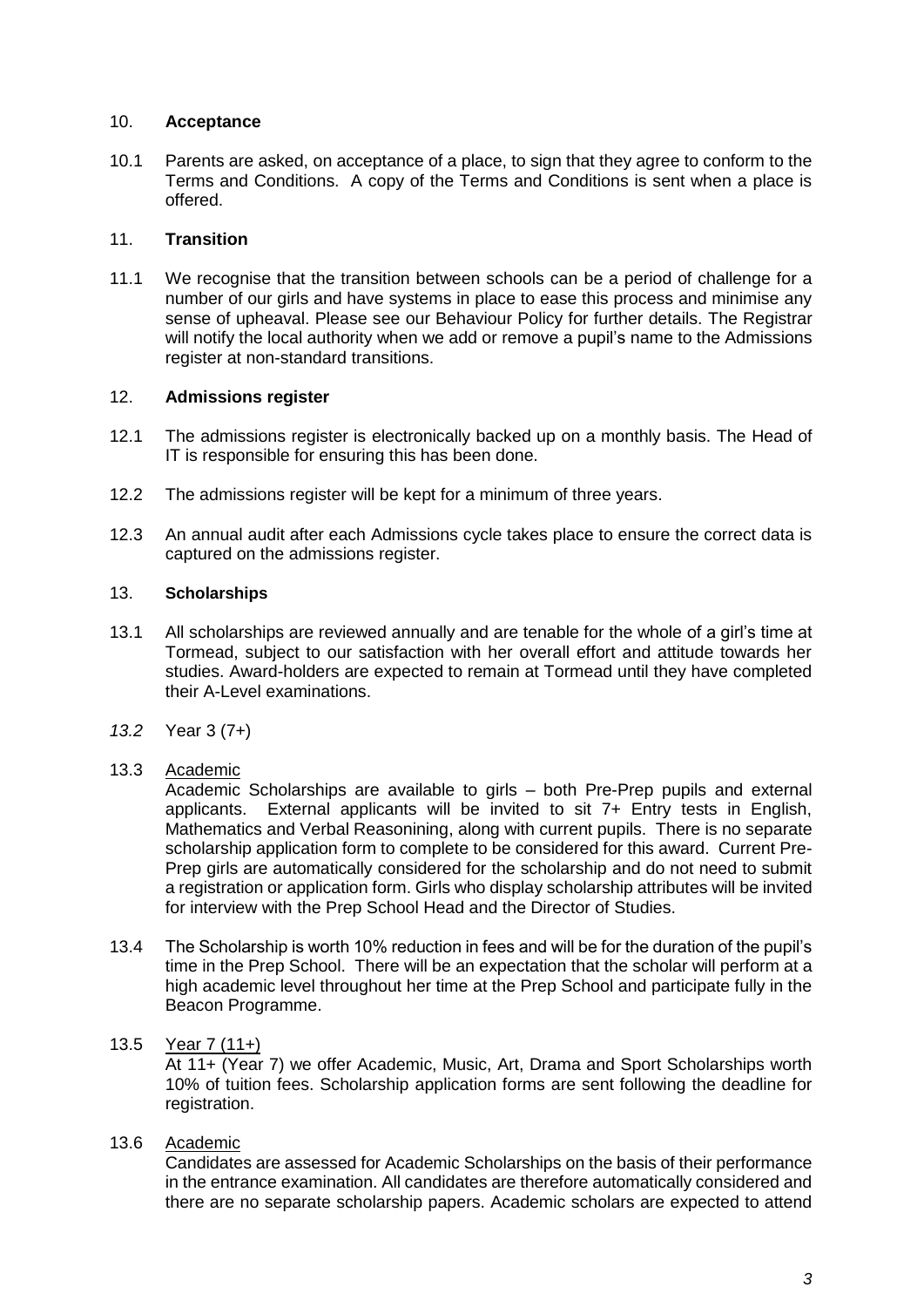## 10. **Acceptance**

10.1 Parents are asked, on acceptance of a place, to sign that they agree to conform to the Terms and Conditions. A copy of the Terms and Conditions is sent when a place is offered.

## 11. **Transition**

11.1 We recognise that the transition between schools can be a period of challenge for a number of our girls and have systems in place to ease this process and minimise any sense of upheaval. Please see our Behaviour Policy for further details. The Registrar will notify the local authority when we add or remove a pupil's name to the Admissions register at non-standard transitions.

## 12. **Admissions register**

12.1 The admissions register is electronically backed up on a monthly basis. The Head of IT is responsible for ensuring this has been done.

12.2 The admissions register will be kept for a minimum of three years.

12.3 An annual audit after each Admissions cycle takes place to ensure the correct data is captured on the admissions register.

## 13. **Scholarships**

13.1 All scholarships are reviewed annually and are tenable for the whole of a girl's time at Tormead, subject to our satisfaction with her overall effort and attitude towards her studies. Award-holders are expected to remain at Tormead until they have completed their A-Level examinations.

*13.2* Year 3 (7+)

13.3 Academic

Academic Scholarships are available to girls – both Pre-Prep pupils and external applicants. External applicants will be invited to sit 7+ Entry tests in English, Mathematics and Verbal Reasonining, along with current pupils. There is no separate scholarship application form to complete to be considered for this award. Current Pre-Prep girls are automatically considered for the scholarship and do not need to submit a registration or application form. Girls who display scholarship attributes will be invited for interview with the Prep School Head and the Director of Studies.

13.4 The Scholarship is worth 10% reduction in fees and will be for the duration of the pupil's time in the Prep School. There will be an expectation that the scholar will perform at a high academic level throughout her time at the Prep School and participate fully in the Beacon Programme.

13.5 Year 7 (11+)

At 11+ (Year 7) we offer Academic, Music, Art, Drama and Sport Scholarships worth 10% of tuition fees. Scholarship application forms are sent following the deadline for registration.

13.6 Academic

Candidates are assessed for Academic Scholarships on the basis of their performance in the entrance examination. All candidates are therefore automatically considered and there are no separate scholarship papers. Academic scholars are expected to attend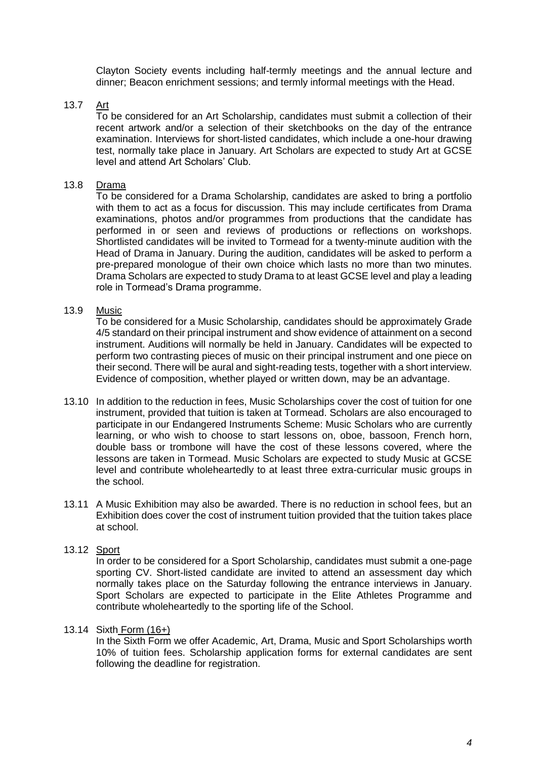Clayton Society events including half-termly meetings and the annual lecture and dinner; Beacon enrichment sessions; and termly informal meetings with the Head.

13.7 Art

To be considered for an Art Scholarship, candidates must submit a collection of their recent artwork and/or a selection of their sketchbooks on the day of the entrance examination. Interviews for short-listed candidates, which include a one-hour drawing test, normally take place in January. Art Scholars are expected to study Art at GCSE level and attend Art Scholars' Club.

13.8 Drama

To be considered for a Drama Scholarship, candidates are asked to bring a portfolio with them to act as a focus for discussion. This may include certificates from Drama examinations, photos and/or programmes from productions that the candidate has performed in or seen and reviews of productions or reflections on workshops. Shortlisted candidates will be invited to Tormead for a twenty-minute audition with the Head of Drama in January. During the audition, candidates will be asked to perform a pre-prepared monologue of their own choice which lasts no more than two minutes. Drama Scholars are expected to study Drama to at least GCSE level and play a leading role in Tormead's Drama programme.

13.9 Music

To be considered for a Music Scholarship, candidates should be approximately Grade 4/5 standard on their principal instrument and show evidence of attainment on a second instrument. Auditions will normally be held in January. Candidates will be expected to perform two contrasting pieces of music on their principal instrument and one piece on their second. There will be aural and sight-reading tests, together with a short interview. Evidence of composition, whether played or written down, may be an advantage.

13.10 In addition to the reduction in fees, Music Scholarships cover the cost of tuition for one instrument, provided that tuition is taken at Tormead. Scholars are also encouraged to participate in our Endangered Instruments Scheme: Music Scholars who are currently learning, or who wish to choose to start lessons on, oboe, bassoon, French horn, double bass or trombone will have the cost of these lessons covered, where the lessons are taken in Tormead. Music Scholars are expected to study Music at GCSE level and contribute wholeheartedly to at least three extra-curricular music groups in the school.

13.11 A Music Exhibition may also be awarded. There is no reduction in school fees, but an Exhibition does cover the cost of instrument tuition provided that the tuition takes place at school.

13.12 Sport

In order to be considered for a Sport Scholarship, candidates must submit a one-page sporting CV. Short-listed candidate are invited to attend an assessment day which normally takes place on the Saturday following the entrance interviews in January. Sport Scholars are expected to participate in the Elite Athletes Programme and contribute wholeheartedly to the sporting life of the School.

13.14 Sixth Form (16+)

In the Sixth Form we offer Academic, Art, Drama, Music and Sport Scholarships worth 10% of tuition fees. Scholarship application forms for external candidates are sent following the deadline for registration.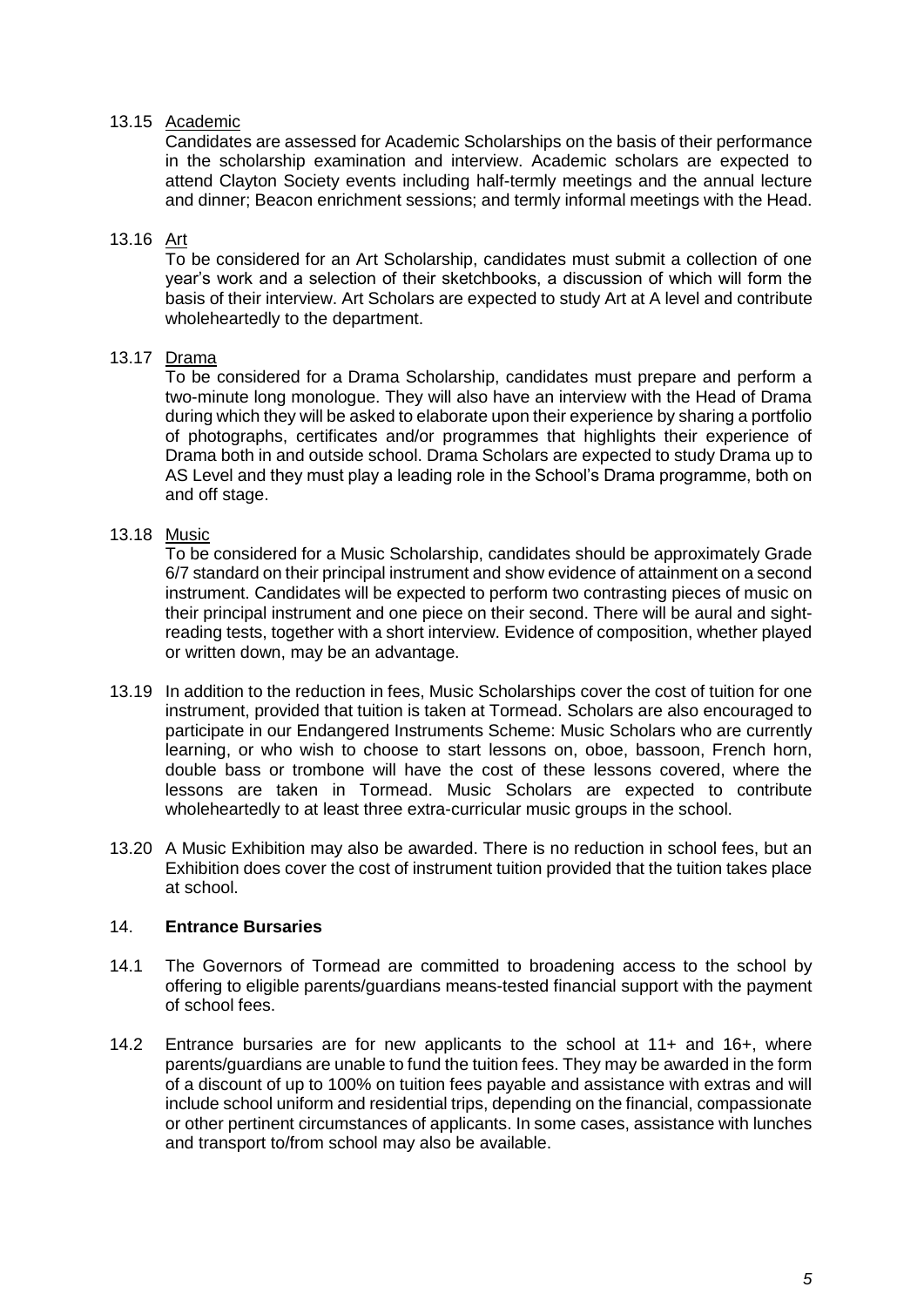13.15 <u>Academic</u>

Candidates are assessed for Academic Scholarships on the basis of their performance in the scholarship examination and interview. Academic scholars are expected to attend Clayton Society events including half-termly meetings and the annual lecture and dinner; Beacon enrichment sessions; and termly informal meetings with the Head.

13.16 <u>Art</u>

To be considered for an Art Scholarship, candidates must submit a collection of one year's work and a selection of their sketchbooks, a discussion of which will form the basis of their interview. Art Scholars are expected to study Art at A level and contribute wholeheartedly to the department.

13.17 <u>Drama</u>

To be considered for a Drama Scholarship, candidates must prepare and perform a two-minute long monologue. They will also have an interview with the Head of Drama during which they will be asked to elaborate upon their experience by sharing a portfolio of photographs, certificates and/or programmes that highlights their experience of Drama both in and outside school. Drama Scholars are expected to study Drama up to AS Level and they must play a leading role in the School's Drama programme, both on and off stage.

13.18 <u>Music</u>

To be considered for a Music Scholarship, candidates should be approximately Grade 6/7 standard on their principal instrument and show evidence of attainment on a second instrument. Candidates will be expected to perform two contrasting pieces of music on their principal instrument and one piece on their second. There will be aural and sight-reading tests, together with a short interview. Evidence of composition, whether played or written down, may be an advantage.

13.19 In addition to the reduction in fees, Music Scholarships cover the cost of tuition for one instrument, provided that tuition is taken at Tormead. Scholars are also encouraged to participate in our Endangered Instruments Scheme: Music Scholars who are currently learning, or who wish to choose to start lessons on, oboe, bassoon, French horn, double bass or trombone will have the cost of these lessons covered, where the lessons are taken in Tormead. Music Scholars are expected to contribute wholeheartedly to at least three extra-curricular music groups in the school.

13.20 A Music Exhibition may also be awarded. There is no reduction in school fees, but an Exhibition does cover the cost of instrument tuition provided that the tuition takes place at school.

## 14. **Entrance Bursaries**

14.1 The Governors of Tormead are committed to broadening access to the school by offering to eligible parents/guardians means-tested financial support with the payment of school fees.

14.2 Entrance bursaries are for new applicants to the school at 11+ and 16+, where parents/guardians are unable to fund the tuition fees. They may be awarded in the form of a discount of up to 100% on tuition fees payable and assistance with extras and will include school uniform and residential trips, depending on the financial, compassionate or other pertinent circumstances of applicants. In some cases, assistance with lunches and transport to/from school may also be available.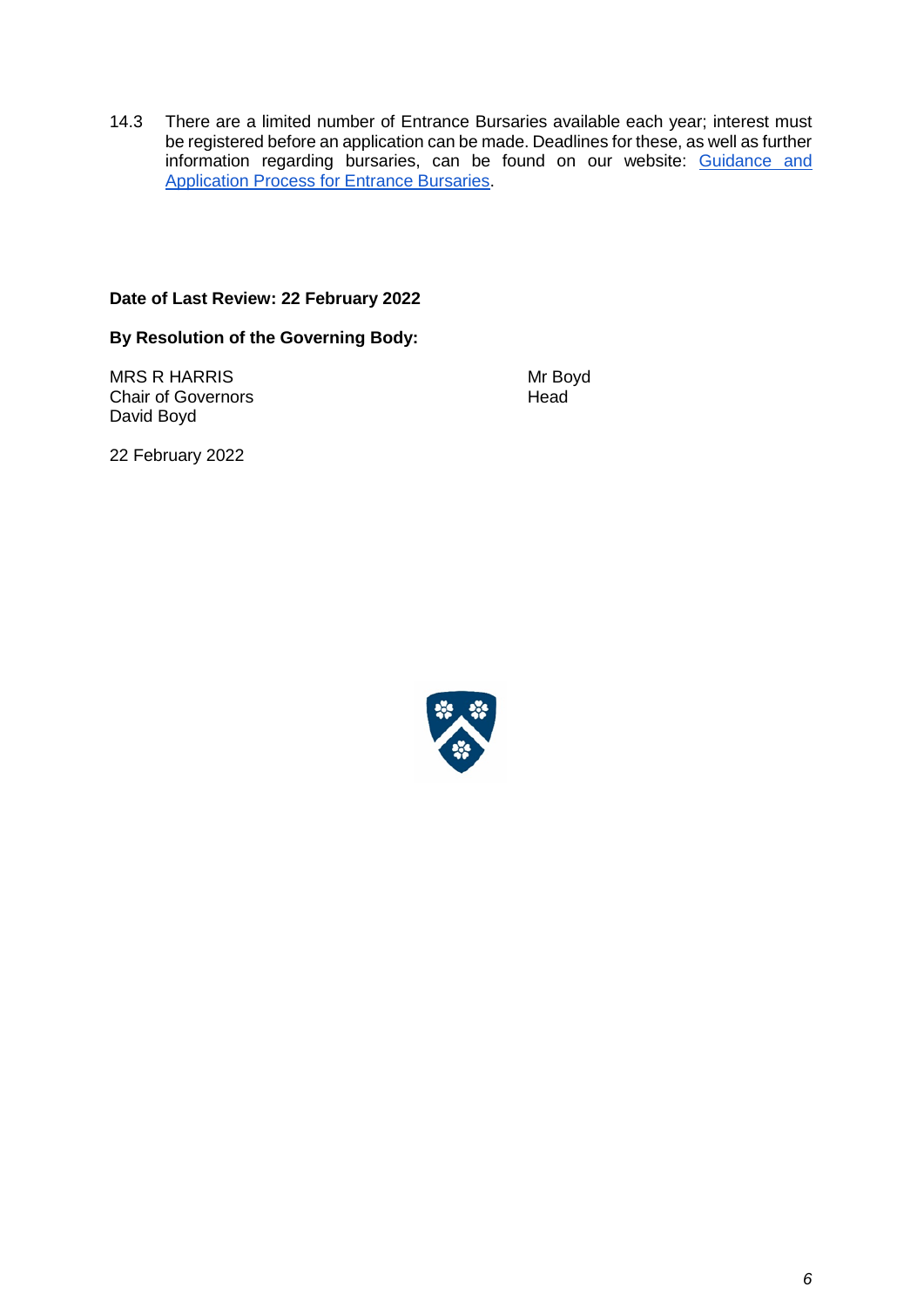14.3 There are a limited number of Entrance Bursaries available each year; interest must be registered before an application can be made. Deadlines for these, as well as further information regarding bursaries, can be found on our website: Guidance and Application Process for Entrance Bursaries.

**Date of Last Review: 22 February 2022**

**By Resolution of the Governing Body:**

| | |
|---|---|
| MRS R HARRIS | Mr Boyd |
| Chair of Governors | Head |
| David Boyd | |

22 February 2022